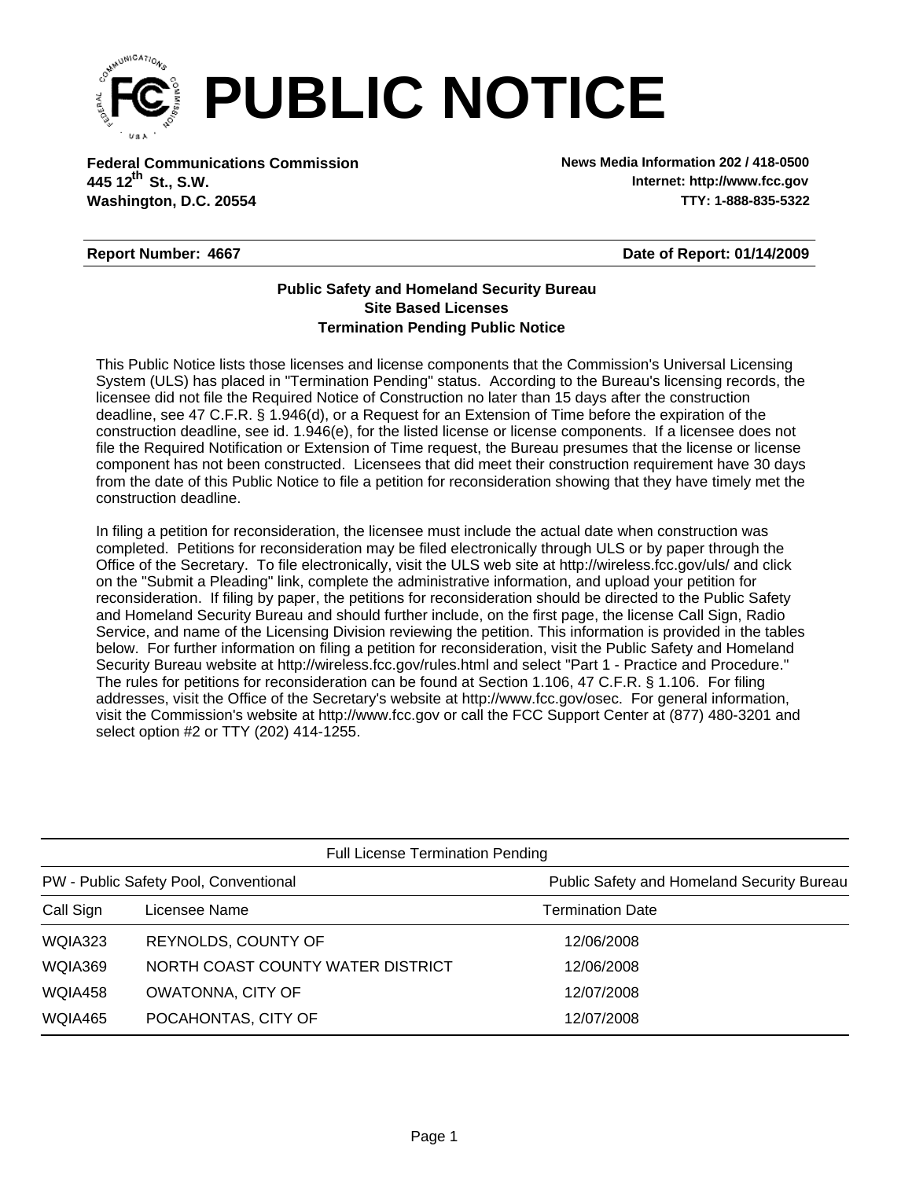# PUBLIC NOTICE

**Federal Communications Commission**
**445 12th St., S.W.**
**Washington, D.C. 20554**

**News Media Information 202 / 418-0500**
**Internet: http://www.fcc.gov**
**TTY: 1-888-835-5322**

**Report Number: 4667** **Date of Report: 01/14/2009**

**Public Safety and Homeland Security Bureau**
**Site Based Licenses**
**Termination Pending Public Notice**

This Public Notice lists those licenses and license components that the Commission's Universal Licensing System (ULS) has placed in "Termination Pending" status. According to the Bureau's licensing records, the licensee did not file the Required Notice of Construction no later than 15 days after the construction deadline, see 47 C.F.R. § 1.946(d), or a Request for an Extension of Time before the expiration of the construction deadline, see id. 1.946(e), for the listed license or license components. If a licensee does not file the Required Notification or Extension of Time request, the Bureau presumes that the license or license component has not been constructed. Licensees that did meet their construction requirement have 30 days from the date of this Public Notice to file a petition for reconsideration showing that they have timely met the construction deadline.

In filing a petition for reconsideration, the licensee must include the actual date when construction was completed. Petitions for reconsideration may be filed electronically through ULS or by paper through the Office of the Secretary. To file electronically, visit the ULS web site at http://wireless.fcc.gov/uls/ and click on the "Submit a Pleading" link, complete the administrative information, and upload your petition for reconsideration. If filing by paper, the petitions for reconsideration should be directed to the Public Safety and Homeland Security Bureau and should further include, on the first page, the license Call Sign, Radio Service, and name of the Licensing Division reviewing the petition. This information is provided in the tables below. For further information on filing a petition for reconsideration, visit the Public Safety and Homeland Security Bureau website at http://wireless.fcc.gov/rules.html and select "Part 1 - Practice and Procedure." The rules for petitions for reconsideration can be found at Section 1.106, 47 C.F.R. § 1.106. For filing addresses, visit the Office of the Secretary's website at http://www.fcc.gov/osec. For general information, visit the Commission's website at http://www.fcc.gov or call the FCC Support Center at (877) 480-3201 and select option #2 or TTY (202) 414-1255.

Full License Termination Pending

| PW - Public Safety Pool, Conventional | | Public Safety and Homeland Security Bureau |
|---|---|---|
| **Call Sign** | **Licensee Name** | **Termination Date** |
| WQIA323 | REYNOLDS, COUNTY OF | 12/06/2008 |
| WQIA369 | NORTH COAST COUNTY WATER DISTRICT | 12/06/2008 |
| WQIA458 | OWATONNA, CITY OF | 12/07/2008 |
| WQIA465 | POCAHONTAS, CITY OF | 12/07/2008 |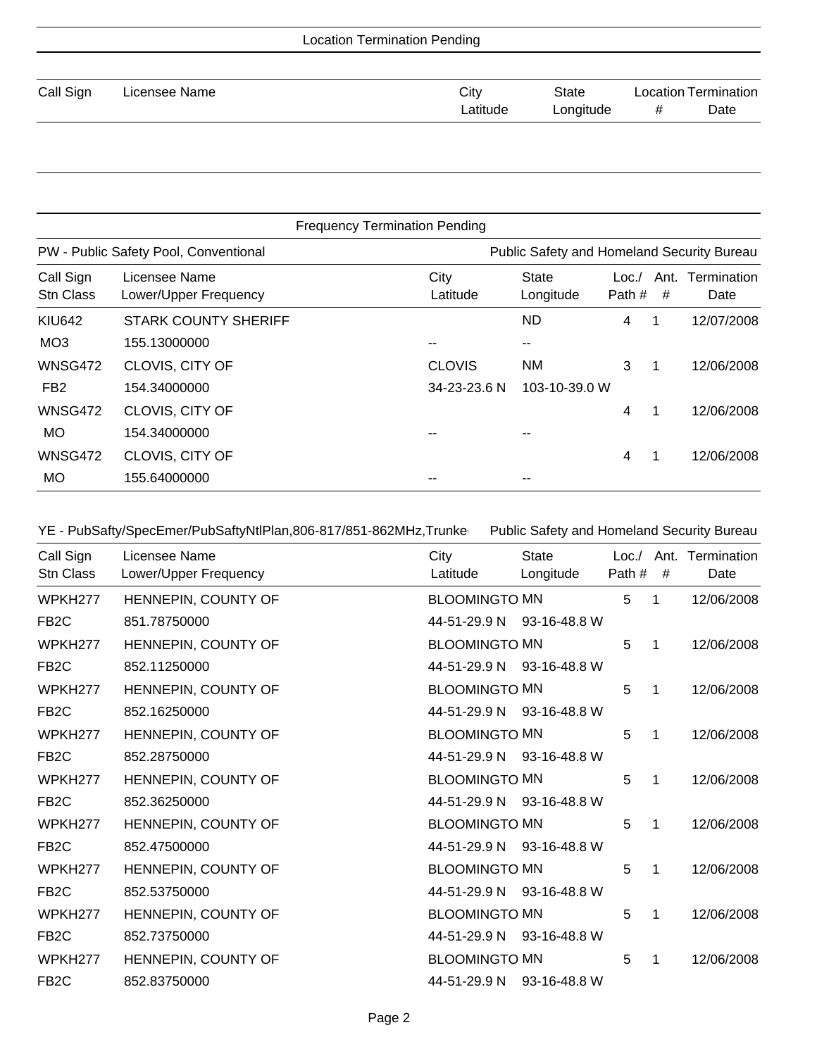## Location Termination Pending

| Call Sign | Licensee Name | City<br>Latitude | State<br>Longitude | Location<br># | Termination<br>Date |
|---|---|---|---|---|---|

## Frequency Termination Pending

### PW - Public Safety Pool, Conventional — Public Safety and Homeland Security Bureau

| Call Sign<br>Stn Class | Licensee Name<br>Lower/Upper Frequency | City<br>Latitude | State<br>Longitude | Loc./<br>Path # | Ant.<br># | Termination<br>Date |
|---|---|---|---|---|---|---|
| KIU642 | STARK COUNTY SHERIFF | | ND | 4 | 1 | 12/07/2008 |
| MO3 | 155.13000000 | -- | -- | | | |
| WNSG472 | CLOVIS, CITY OF | CLOVIS | NM | 3 | 1 | 12/06/2008 |
| FB2 | 154.34000000 | 34-23-23.6 N | 103-10-39.0 W | | | |
| WNSG472 | CLOVIS, CITY OF | | | 4 | 1 | 12/06/2008 |
| MO | 154.34000000 | -- | -- | | | |
| WNSG472 | CLOVIS, CITY OF | | | 4 | 1 | 12/06/2008 |
| MO | 155.64000000 | -- | -- | | | |

### YE - PubSafty/SpecEmer/PubSaftyNtlPlan,806-817/851-862MHz,Trunked — Public Safety and Homeland Security Bureau

| Call Sign<br>Stn Class | Licensee Name<br>Lower/Upper Frequency | City<br>Latitude | State<br>Longitude | Loc./<br>Path # | Ant.<br># | Termination<br>Date |
|---|---|---|---|---|---|---|
| WPKH277 | HENNEPIN, COUNTY OF | BLOOMINGTO | MN | 5 | 1 | 12/06/2008 |
| FB2C | 851.78750000 | 44-51-29.9 N | 93-16-48.8 W | | | |
| WPKH277 | HENNEPIN, COUNTY OF | BLOOMINGTO | MN | 5 | 1 | 12/06/2008 |
| FB2C | 852.11250000 | 44-51-29.9 N | 93-16-48.8 W | | | |
| WPKH277 | HENNEPIN, COUNTY OF | BLOOMINGTO | MN | 5 | 1 | 12/06/2008 |
| FB2C | 852.16250000 | 44-51-29.9 N | 93-16-48.8 W | | | |
| WPKH277 | HENNEPIN, COUNTY OF | BLOOMINGTO | MN | 5 | 1 | 12/06/2008 |
| FB2C | 852.28750000 | 44-51-29.9 N | 93-16-48.8 W | | | |
| WPKH277 | HENNEPIN, COUNTY OF | BLOOMINGTO | MN | 5 | 1 | 12/06/2008 |
| FB2C | 852.36250000 | 44-51-29.9 N | 93-16-48.8 W | | | |
| WPKH277 | HENNEPIN, COUNTY OF | BLOOMINGTO | MN | 5 | 1 | 12/06/2008 |
| FB2C | 852.47500000 | 44-51-29.9 N | 93-16-48.8 W | | | |
| WPKH277 | HENNEPIN, COUNTY OF | BLOOMINGTO | MN | 5 | 1 | 12/06/2008 |
| FB2C | 852.53750000 | 44-51-29.9 N | 93-16-48.8 W | | | |
| WPKH277 | HENNEPIN, COUNTY OF | BLOOMINGTO | MN | 5 | 1 | 12/06/2008 |
| FB2C | 852.73750000 | 44-51-29.9 N | 93-16-48.8 W | | | |
| WPKH277 | HENNEPIN, COUNTY OF | BLOOMINGTO | MN | 5 | 1 | 12/06/2008 |
| FB2C | 852.83750000 | 44-51-29.9 N | 93-16-48.8 W | | | |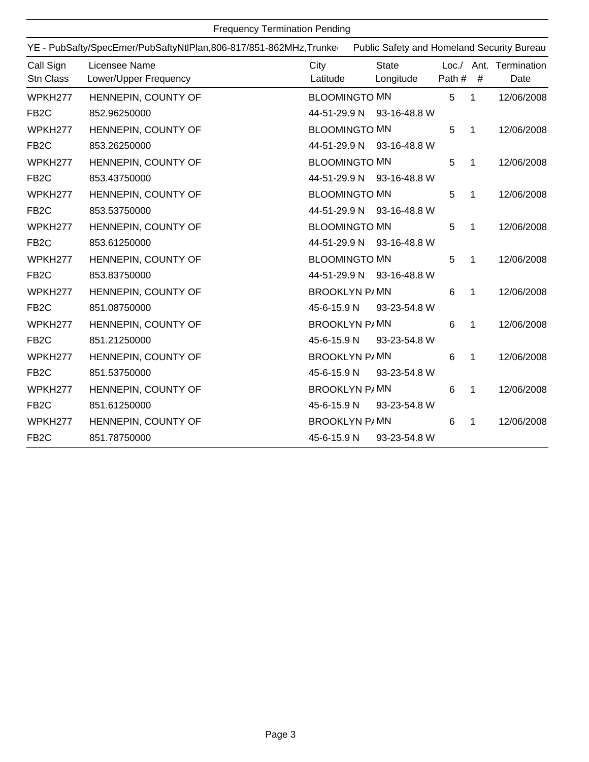Frequency Termination Pending

YE - PubSafty/SpecEmer/PubSaftyNtlPlan,806-817/851-862MHz,Trunke Public Safety and Homeland Security Bureau

| Call Sign<br>Stn Class | Licensee Name<br>Lower/Upper Frequency | City<br>Latitude | State<br>Longitude | Loc./<br>Path # | Ant.<br># | Termination<br>Date |
|---|---|---|---|---|---|---|
| WPKH277 | HENNEPIN, COUNTY OF | BLOOMINGTO | MN | 5 | 1 | 12/06/2008 |
| FB2C | 852.96250000 | 44-51-29.9 N | 93-16-48.8 W | | | |
| WPKH277 | HENNEPIN, COUNTY OF | BLOOMINGTO | MN | 5 | 1 | 12/06/2008 |
| FB2C | 853.26250000 | 44-51-29.9 N | 93-16-48.8 W | | | |
| WPKH277 | HENNEPIN, COUNTY OF | BLOOMINGTO | MN | 5 | 1 | 12/06/2008 |
| FB2C | 853.43750000 | 44-51-29.9 N | 93-16-48.8 W | | | |
| WPKH277 | HENNEPIN, COUNTY OF | BLOOMINGTO | MN | 5 | 1 | 12/06/2008 |
| FB2C | 853.53750000 | 44-51-29.9 N | 93-16-48.8 W | | | |
| WPKH277 | HENNEPIN, COUNTY OF | BLOOMINGTO | MN | 5 | 1 | 12/06/2008 |
| FB2C | 853.61250000 | 44-51-29.9 N | 93-16-48.8 W | | | |
| WPKH277 | HENNEPIN, COUNTY OF | BLOOMINGTO | MN | 5 | 1 | 12/06/2008 |
| FB2C | 853.83750000 | 44-51-29.9 N | 93-16-48.8 W | | | |
| WPKH277 | HENNEPIN, COUNTY OF | BROOKLYN PA | MN | 6 | 1 | 12/06/2008 |
| FB2C | 851.08750000 | 45-6-15.9 N | 93-23-54.8 W | | | |
| WPKH277 | HENNEPIN, COUNTY OF | BROOKLYN PA | MN | 6 | 1 | 12/06/2008 |
| FB2C | 851.21250000 | 45-6-15.9 N | 93-23-54.8 W | | | |
| WPKH277 | HENNEPIN, COUNTY OF | BROOKLYN PA | MN | 6 | 1 | 12/06/2008 |
| FB2C | 851.53750000 | 45-6-15.9 N | 93-23-54.8 W | | | |
| WPKH277 | HENNEPIN, COUNTY OF | BROOKLYN PA | MN | 6 | 1 | 12/06/2008 |
| FB2C | 851.61250000 | 45-6-15.9 N | 93-23-54.8 W | | | |
| WPKH277 | HENNEPIN, COUNTY OF | BROOKLYN PA | MN | 6 | 1 | 12/06/2008 |
| FB2C | 851.78750000 | 45-6-15.9 N | 93-23-54.8 W | | | |